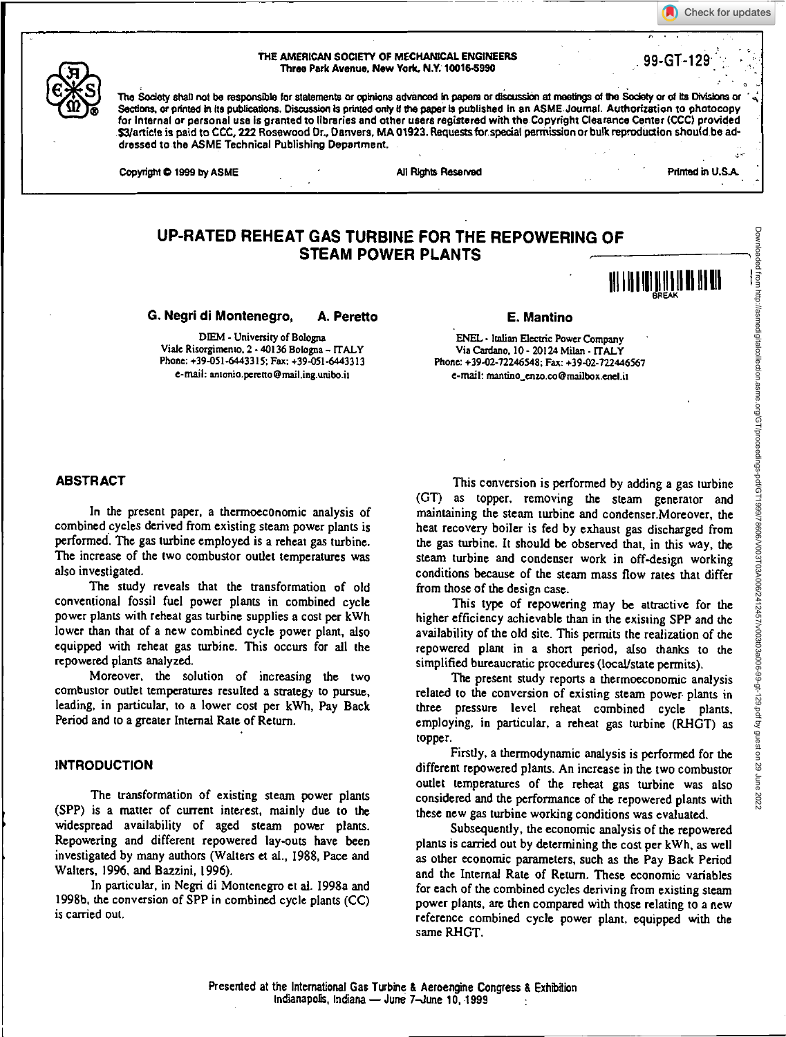THE AMERICAN SOCIETY OF MECHANICAL ENGINEERS
Three Park Avenue, New York, N.Y. 10016-5990

99-GT-129

The Society shall not be responsible for statements or opinions advanced in papers or discussion at meetings of the Society or of its Divisions or Sections, or printed in its publications. Discussion is printed only if the paper is published in an ASME Journal. Authorization to photocopy for internal or personal use is granted to libraries and other users registered with the Copyright Clearance Center (CCC) provided $3/article is paid to CCC, 222 Rosewood Dr., Danvers, MA 01923. Requests for special permission or bulk reproduction should be addressed to the ASME Technical Publishing Department.

Copyright © 1999 by ASME — All Rights Reserved — Printed in U.S.A.

# UP-RATED REHEAT GAS TURBINE FOR THE REPOWERING OF STEAM POWER PLANTS

**G. Negri di Montenegro, A. Peretto**

DIEM - University of Bologna
Viale Risorgimento, 2 - 40136 Bologna - ITALY
Phone: +39-051-6443315; Fax: +39-051-6443313
e-mail: antonio.peretto@mail.ing.unibo.it

**E. Mantino**

ENEL - Italian Electric Power Company
Via Cardano, 10 - 20124 Milan - ITALY
Phone: +39-02-72246548; Fax: +39-02-722446567
e-mail: mantino_enzo.co@mailbox.enel.it

## ABSTRACT

In the present paper, a thermoeconomic analysis of combined cycles derived from existing steam power plants is performed. The gas turbine employed is a reheat gas turbine. The increase of the two combustor outlet temperatures was also investigated.

The study reveals that the transformation of old conventional fossil fuel power plants in combined cycle power plants with reheat gas turbine supplies a cost per kWh lower than that of a new combined cycle power plant, also equipped with reheat gas turbine. This occurs for all the repowered plants analyzed.

Moreover, the solution of increasing the two combustor outlet temperatures resulted a strategy to pursue, leading, in particular, to a lower cost per kWh, Pay Back Period and to a greater Internal Rate of Return.

## INTRODUCTION

The transformation of existing steam power plants (SPP) is a matter of current interest, mainly due to the widespread availability of aged steam power plants. Repowering and different repowered lay-outs have been investigated by many authors (Walters et al., 1988, Pace and Walters, 1996, and Bazzini, 1996).

In particular, in Negri di Montenegro et al. 1998a and 1998b, the conversion of SPP in combined cycle plants (CC) is carried out.

This conversion is performed by adding a gas turbine (GT) as topper, removing the steam generator and maintaining the steam turbine and condenser.Moreover, the heat recovery boiler is fed by exhaust gas discharged from the gas turbine. It should be observed that, in this way, the steam turbine and condenser work in off-design working conditions because of the steam mass flow rates that differ from those of the design case.

This type of repowering may be attractive for the higher efficiency achievable than in the existing SPP and the availability of the old site. This permits the realization of the repowered plant in a short period, also thanks to the simplified bureaucratic procedures (local/state permits).

The present study reports a thermoeconomic analysis related to the conversion of existing steam power plants in three pressure level reheat combined cycle plants, employing, in particular, a reheat gas turbine (RHGT) as topper.

Firstly, a thermodynamic analysis is performed for the different repowered plants. An increase in the two combustor outlet temperatures of the reheat gas turbine was also considered and the performance of the repowered plants with these new gas turbine working conditions was evaluated.

Subsequently, the economic analysis of the repowered plants is carried out by determining the cost per kWh, as well as other economic parameters, such as the Pay Back Period and the Internal Rate of Return. These economic variables for each of the combined cycles deriving from existing steam power plants, are then compared with those relating to a new reference combined cycle power plant, equipped with the same RHGT.

Presented at the International Gas Turbine & Aeroengine Congress & Exhibition
Indianapolis, Indiana — June 7–June 10, 1999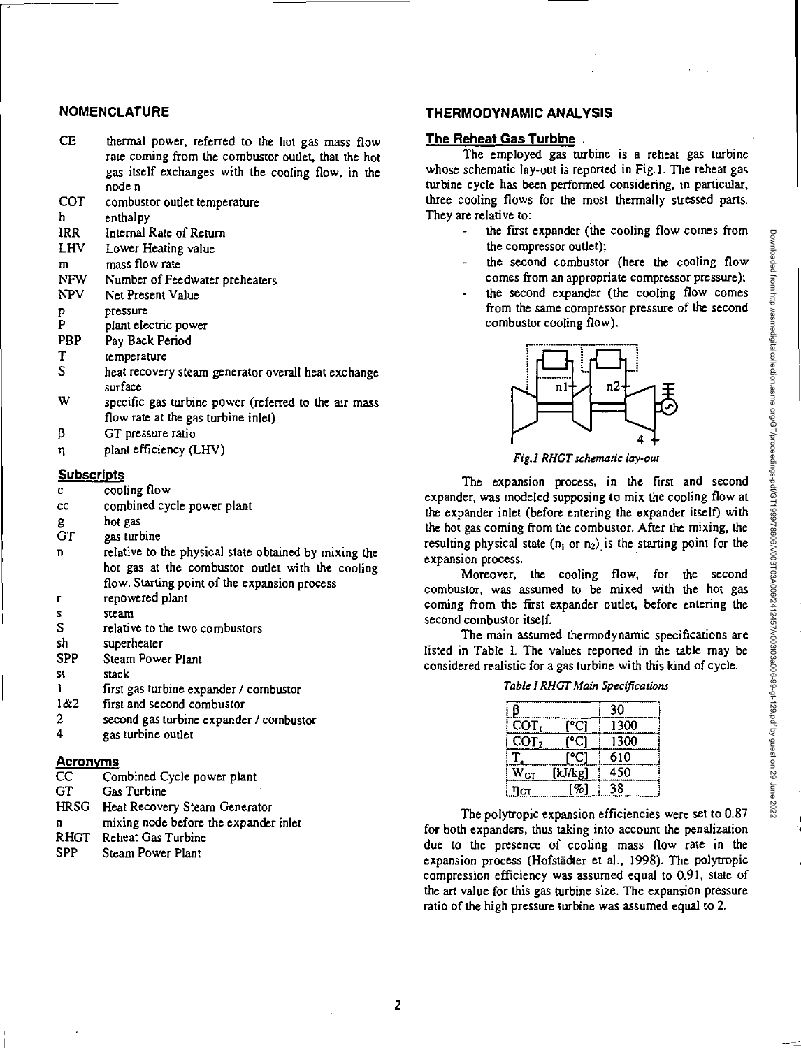## NOMENCLATURE

CE — thermal power, referred to the hot gas mass flow rate coming from the combustor outlet, that the hot gas itself exchanges with the cooling flow, in the node n
COT — combustor outlet temperature
h — enthalpy
IRR — Internal Rate of Return
LHV — Lower Heating value
m — mass flow rate
NFW — Number of Feedwater preheaters
NPV — Net Present Value
p — pressure
P — plant electric power
PBP — Pay Back Period
T — temperature
S — heat recovery steam generator overall heat exchange surface
W — specific gas turbine power (referred to the air mass flow rate at the gas turbine inlet)
$\beta$ — GT pressure ratio
$\eta$ — plant efficiency (LHV)

### Subscripts

c — cooling flow
cc — combined cycle power plant
g — hot gas
GT — gas turbine
n — relative to the physical state obtained by mixing the hot gas at the combustor outlet with the cooling flow. Starting point of the expansion process
r — repowered plant
s — steam
S — relative to the two combustors
sh — superheater
SPP — Steam Power Plant
st — stack
1 — first gas turbine expander / combustor
1&2 — first and second combustor
2 — second gas turbine expander / combustor
4 — gas turbine outlet

### Acronyms

CC — Combined Cycle power plant
GT — Gas Turbine
HRSG — Heat Recovery Steam Generator
n — mixing node before the expander inlet
RHGT — Reheat Gas Turbine
SPP — Steam Power Plant

## THERMODYNAMIC ANALYSIS

### The Reheat Gas Turbine

The employed gas turbine is a reheat gas turbine whose schematic lay-out is reported in Fig.1. The reheat gas turbine cycle has been performed considering, in particular, three cooling flows for the most thermally stressed parts. They are relative to:

- the first expander (the cooling flow comes from the compressor outlet);
- the second combustor (here the cooling flow comes from an appropriate compressor pressure);
- the second expander (the cooling flow comes from the same compressor pressure of the second combustor cooling flow).

*Fig.1 RHGT schematic lay-out*

The expansion process, in the first and second expander, was modeled supposing to mix the cooling flow at the expander inlet (before entering the expander itself) with the hot gas coming from the combustor. After the mixing, the resulting physical state ($n_1$ or $n_2$) is the starting point for the expansion process.

Moreover, the cooling flow, for the second combustor, was assumed to be mixed with the hot gas coming from the first expander outlet, before entering the second combustor itself.

The main assumed thermodynamic specifications are listed in Table I. The values reported in the table may be considered realistic for a gas turbine with this kind of cycle.

*Table I RHGT Main Specifications*

| | | |
|---|---|---|
| $\beta$ | | 30 |
| $COT_1$ | [°C] | 1300 |
| $COT_2$ | [°C] | 1300 |
| $T_4$ | [°C] | 610 |
| $W_{GT}$ | [kJ/kg] | 450 |
| $\eta_{GT}$ | [%] | 38 |

The polytropic expansion efficiencies were set to 0.87 for both expanders, thus taking into account the penalization due to the presence of cooling mass flow rate in the expansion process (Hofstädter et al., 1998). The polytropic compression efficiency was assumed equal to 0.91, state of the art value for this gas turbine size. The expansion pressure ratio of the high pressure turbine was assumed equal to 2.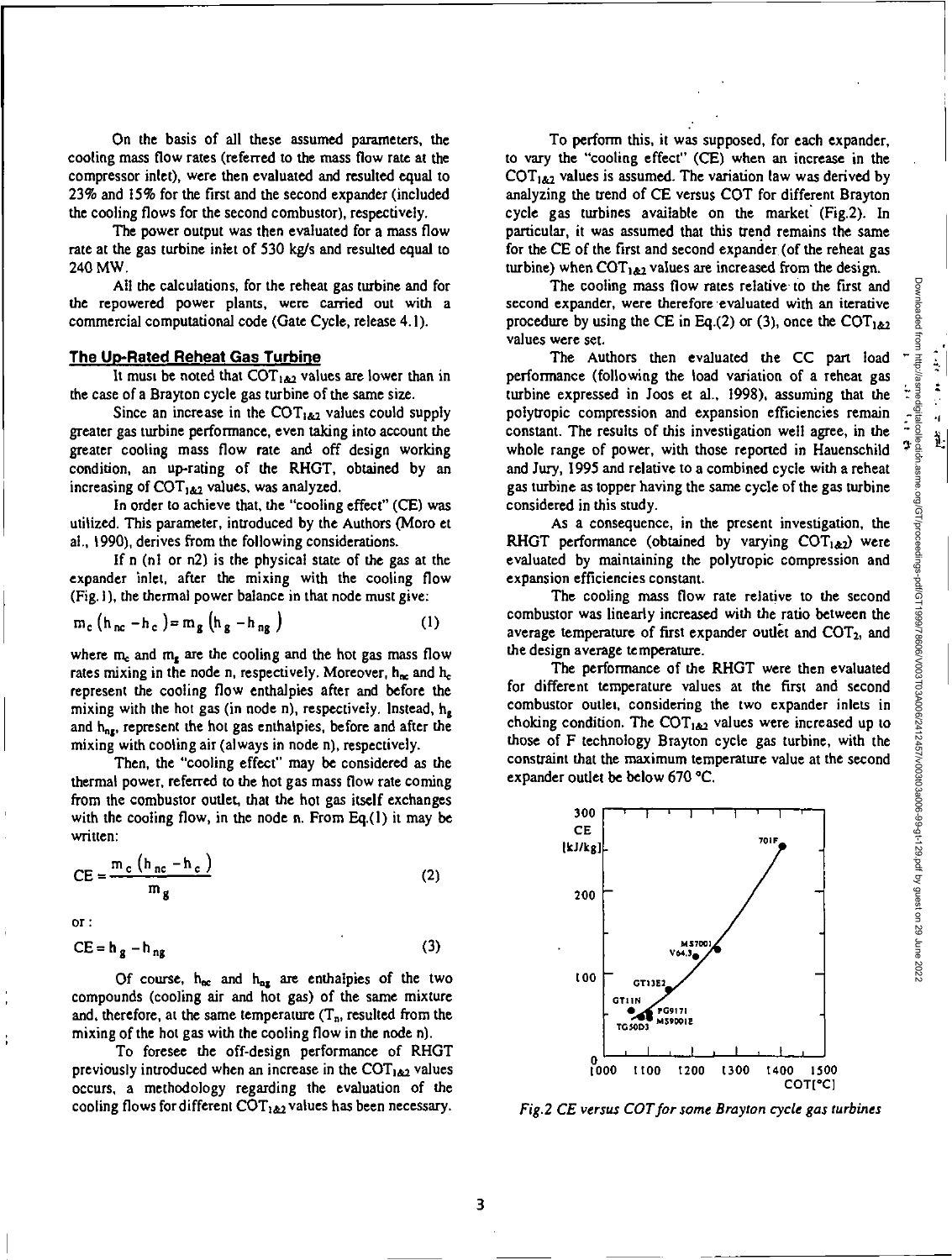On the basis of all these assumed parameters, the cooling mass flow rates (referred to the mass flow rate at the compressor inlet), were then evaluated and resulted equal to 23% and 15% for the first and the second expander (included the cooling flows for the second combustor), respectively.

The power output was then evaluated for a mass flow rate at the gas turbine inlet of 530 kg/s and resulted equal to 240 MW.

All the calculations, for the reheat gas turbine and for the repowered power plants, were carried out with a commercial computational code (Gate Cycle, release 4.1).

## The Up-Rated Reheat Gas Turbine

It must be noted that $COT_{1\&2}$ values are lower than in the case of a Brayton cycle gas turbine of the same size.

Since an increase in the $COT_{1\&2}$ values could supply greater gas turbine performance, even taking into account the greater cooling mass flow rate and off design working condition, an up-rating of the RHGT, obtained by an increasing of $COT_{1\&2}$ values, was analyzed.

In order to achieve that, the "cooling effect" (CE) was utilized. This parameter, introduced by the Authors (Moro et al., 1990), derives from the following considerations.

If n (n1 or n2) is the physical state of the gas at the expander inlet, after the mixing with the cooling flow (Fig.1), the thermal power balance in that node must give:

$$m_c\left(h_{nc}-h_c\right)=m_g\left(h_g-h_{ng}\right) \tag{1}$$

where $m_c$ and $m_g$ are the cooling and the hot gas mass flow rates mixing in the node n, respectively. Moreover, $h_{nc}$ and $h_c$ represent the cooling flow enthalpies after and before the mixing with the hot gas (in node n), respectively. Instead, $h_g$ and $h_{ng}$, represent the hot gas enthalpies, before and after the mixing with cooling air (always in node n), respectively.

Then, the "cooling effect" may be considered as the thermal power, referred to the hot gas mass flow rate coming from the combustor outlet, that the hot gas itself exchanges with the cooling flow, in the node n. From Eq.(1) it may be written:

$$CE=\frac{m_c\left(h_{nc}-h_c\right)}{m_g} \tag{2}$$

or :

$$CE=h_g-h_{ng} \tag{3}$$

Of course, $h_{nc}$ and $h_{ng}$ are enthalpies of the two compounds (cooling air and hot gas) of the same mixture and, therefore, at the same temperature ($T_n$, resulted from the mixing of the hot gas with the cooling flow in the node n).

To foresee the off-design performance of RHGT previously introduced when an increase in the $COT_{1\&2}$ values occurs, a methodology regarding the evaluation of the cooling flows for different $COT_{1\&2}$ values has been necessary.

To perform this, it was supposed, for each expander, to vary the "cooling effect" (CE) when an increase in the $COT_{1\&2}$ values is assumed. The variation law was derived by analyzing the trend of CE versus COT for different Brayton cycle gas turbines available on the market (Fig.2). In particular, it was assumed that this trend remains the same for the CE of the first and second expander (of the reheat gas turbine) when $COT_{1\&2}$ values are increased from the design.

The cooling mass flow rates relative to the first and second expander, were therefore evaluated with an iterative procedure by using the CE in Eq.(2) or (3), once the $COT_{1\&2}$ values were set.

The Authors then evaluated the CC part load performance (following the load variation of a reheat gas turbine expressed in Joos et al., 1998), assuming that the polytropic compression and expansion efficiencies remain constant. The results of this investigation well agree, in the whole range of power, with those reported in Hauenschild and Jury, 1995 and relative to a combined cycle with a reheat gas turbine as topper having the same cycle of the gas turbine considered in this study.

As a consequence, in the present investigation, the RHGT performance (obtained by varying $COT_{1\&2}$) were evaluated by maintaining the polytropic compression and expansion efficiencies constant.

The cooling mass flow rate relative to the second combustor was linearly increased with the ratio between the average temperature of first expander outlet and $COT_2$, and the design average temperature.

The performance of the RHGT were then evaluated for different temperature values at the first and second combustor outlet, considering the two expander inlets in choking condition. The $COT_{1\&2}$ values were increased up to those of F technology Brayton cycle gas turbine, with the constraint that the maximum temperature value at the second expander outlet be below 670 °C.

*Fig.2 CE versus COT for some Brayton cycle gas turbines*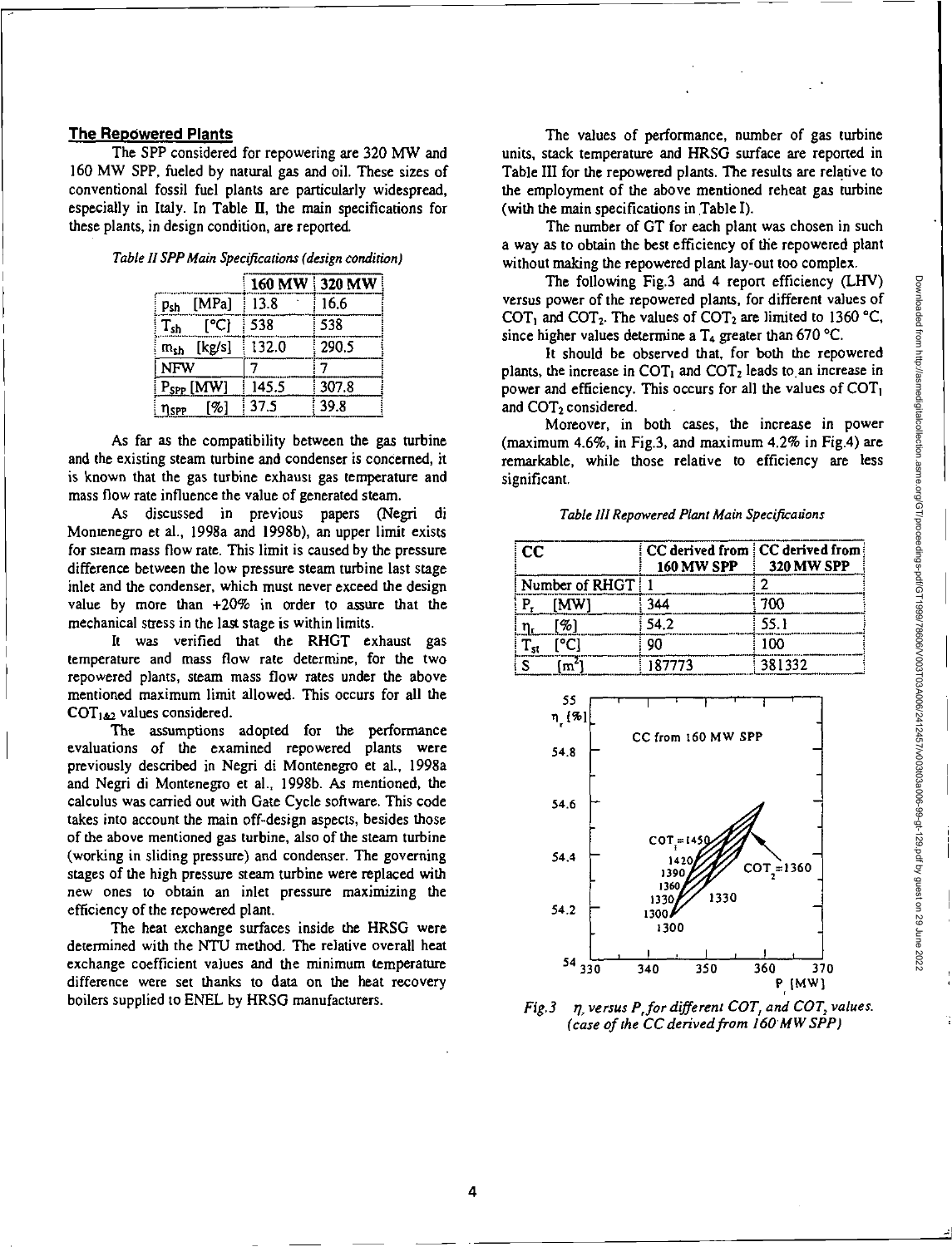## The Repowered Plants

The SPP considered for repowering are 320 MW and 160 MW SPP, fueled by natural gas and oil. These sizes of conventional fossil fuel plants are particularly widespread, especially in Italy. In Table II, the main specifications for these plants, in design condition, are reported.

*Table II SPP Main Specifications (design condition)*

| | 160 MW | 320 MW |
|---|---|---|
| $p_{sh}$ [MPa] | 13.8 | 16.6 |
| $T_{sh}$ [°C] | 538 | 538 |
| $m_{sh}$ [kg/s] | 132.0 | 290.5 |
| NFW | 7 | 7 |
| $P_{SPP}$ [MW] | 145.5 | 307.8 |
| $\eta_{SPP}$ [%] | 37.5 | 39.8 |

As far as the compatibility between the gas turbine and the existing steam turbine and condenser is concerned, it is known that the gas turbine exhaust gas temperature and mass flow rate influence the value of generated steam.

As discussed in previous papers (Negri di Montenegro et al., 1998a and 1998b), an upper limit exists for steam mass flow rate. This limit is caused by the pressure difference between the low pressure steam turbine last stage inlet and the condenser, which must never exceed the design value by more than +20% in order to assure that the mechanical stress in the last stage is within limits.

It was verified that the RHGT exhaust gas temperature and mass flow rate determine, for the two repowered plants, steam mass flow rates under the above mentioned maximum limit allowed. This occurs for all the $COT_{1\&2}$ values considered.

The assumptions adopted for the performance evaluations of the examined repowered plants were previously described in Negri di Montenegro et al., 1998a and Negri di Montenegro et al., 1998b. As mentioned, the calculus was carried out with Gate Cycle software. This code takes into account the main off-design aspects, besides those of the above mentioned gas turbine, also of the steam turbine (working in sliding pressure) and condenser. The governing stages of the high pressure steam turbine were replaced with new ones to obtain an inlet pressure maximizing the efficiency of the repowered plant.

The heat exchange surfaces inside the HRSG were determined with the NTU method. The relative overall heat exchange coefficient values and the minimum temperature difference were set thanks to data on the heat recovery boilers supplied to ENEL by HRSG manufacturers.

The values of performance, number of gas turbine units, stack temperature and HRSG surface are reported in Table III for the repowered plants. The results are relative to the employment of the above mentioned reheat gas turbine (with the main specifications in Table I).

The number of GT for each plant was chosen in such a way as to obtain the best efficiency of the repowered plant without making the repowered plant lay-out too complex.

The following Fig.3 and 4 report efficiency (LHV) versus power of the repowered plants, for different values of $COT_1$ and $COT_2$. The values of $COT_2$ are limited to 1360 °C, since higher values determine a $T_4$ greater than 670 °C.

It should be observed that, for both the repowered plants, the increase in $COT_1$ and $COT_2$ leads to an increase in power and efficiency. This occurs for all the values of $COT_1$ and $COT_2$ considered.

Moreover, in both cases, the increase in power (maximum 4.6%, in Fig.3, and maximum 4.2% in Fig.4) are remarkable, while those relative to efficiency are less significant.

*Table III Repowered Plant Main Specifications*

| CC | CC derived from 160 MW SPP | CC derived from 320 MW SPP |
|---|---|---|
| Number of RHGT | 1 | 2 |
| $P_r$ [MW] | 344 | 700 |
| $\eta_r$ [%] | 54.2 | 55.1 |
| $T_{st}$ [°C] | 90 | 100 |
| S [m²] | 187773 | 381332 |

*Fig.3 $\eta_r$ versus $P_r$ for different $COT_1$ and $COT_2$ values. (case of the CC derived from 160 MW SPP)*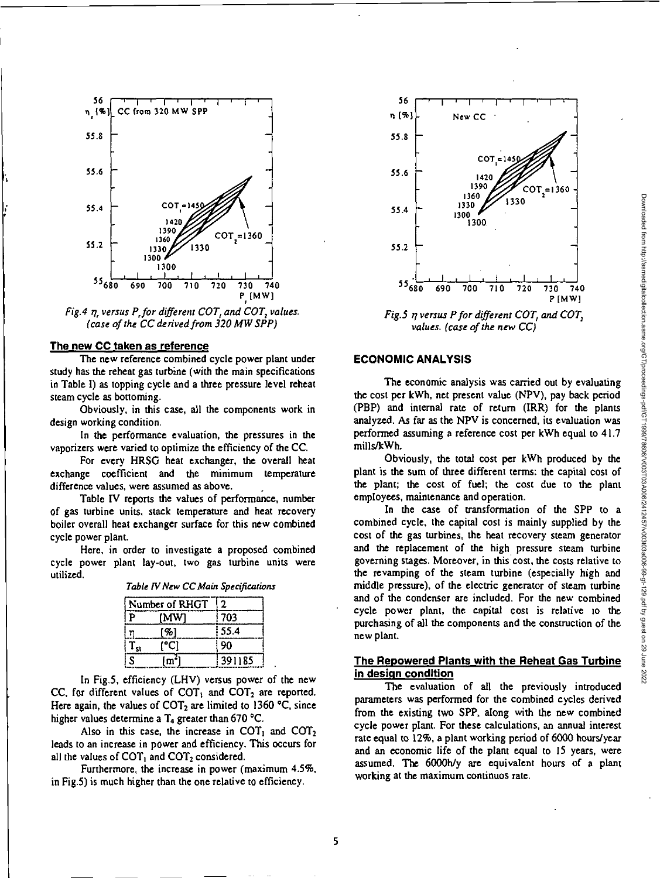*Fig.4 $\eta_I$ versus $P_I$ for different $COT_1$ and $COT_2$ values. (case of the CC derived from 320 MW SPP)*

### The new CC taken as reference

The new reference combined cycle power plant under study has the reheat gas turbine (with the main specifications in Table I) as topping cycle and a three pressure level reheat steam cycle as bottoming.

Obviously, in this case, all the components work in design working condition.

In the performance evaluation, the pressures in the vaporizers were varied to optimize the efficiency of the CC.

For every HRSG heat exchanger, the overall heat exchange coefficient and the minimum temperature difference values, were assumed as above.

Table IV reports the values of performance, number of gas turbine units, stack temperature and heat recovery boiler overall heat exchanger surface for this new combined cycle power plant.

Here, in order to investigate a proposed combined cycle power plant lay-out, two gas turbine units were utilized.

*Table IV New CC Main Specifications*

| Number of RHGT | | 2 |
|---|---|---|
| P | [MW] | 703 |
| $\eta$ | [%] | 55.4 |
| $T_{st}$ | [°C] | 90 |
| S | [m$^2$] | 391185 |

In Fig.5, efficiency (LHV) versus power of the new CC, for different values of $COT_1$ and $COT_2$ are reported. Here again, the values of $COT_2$ are limited to 1360 °C, since higher values determine a $T_4$ greater than 670 °C.

Also in this case, the increase in $COT_1$ and $COT_2$ leads to an increase in power and efficiency. This occurs for all the values of $COT_1$ and $COT_2$ considered.

Furthermore, the increase in power (maximum 4.5%, in Fig.5) is much higher than the one relative to efficiency.

*Fig.5 $\eta$ versus P for different $COT_1$ and $COT_2$ values. (case of the new CC)*

## ECONOMIC ANALYSIS

The economic analysis was carried out by evaluating the cost per kWh, net present value (NPV), pay back period (PBP) and internal rate of return (IRR) for the plants analyzed. As far as the NPV is concerned, its evaluation was performed assuming a reference cost per kWh equal to 41.7 mills/kWh.

Obviously, the total cost per kWh produced by the plant is the sum of three different terms: the capital cost of the plant; the cost of fuel; the cost due to the plant employees, maintenance and operation.

In the case of transformation of the SPP to a combined cycle, the capital cost is mainly supplied by the cost of the gas turbines, the heat recovery steam generator and the replacement of the high pressure steam turbine governing stages. Moreover, in this cost, the costs relative to the revamping of the steam turbine (especially high and middle pressure), of the electric generator of steam turbine and of the condenser are included. For the new combined cycle power plant, the capital cost is relative to the purchasing of all the components and the construction of the new plant.

### The Repowered Plants with the Reheat Gas Turbine in design condition

The evaluation of all the previously introduced parameters was performed for the combined cycles derived from the existing two SPP, along with the new combined cycle power plant. For these calculations, an annual interest rate equal to 12%, a plant working period of 6000 hours/year and an economic life of the plant equal to 15 years, were assumed. The 6000h/y are equivalent hours of a plant working at the maximum continuos rate.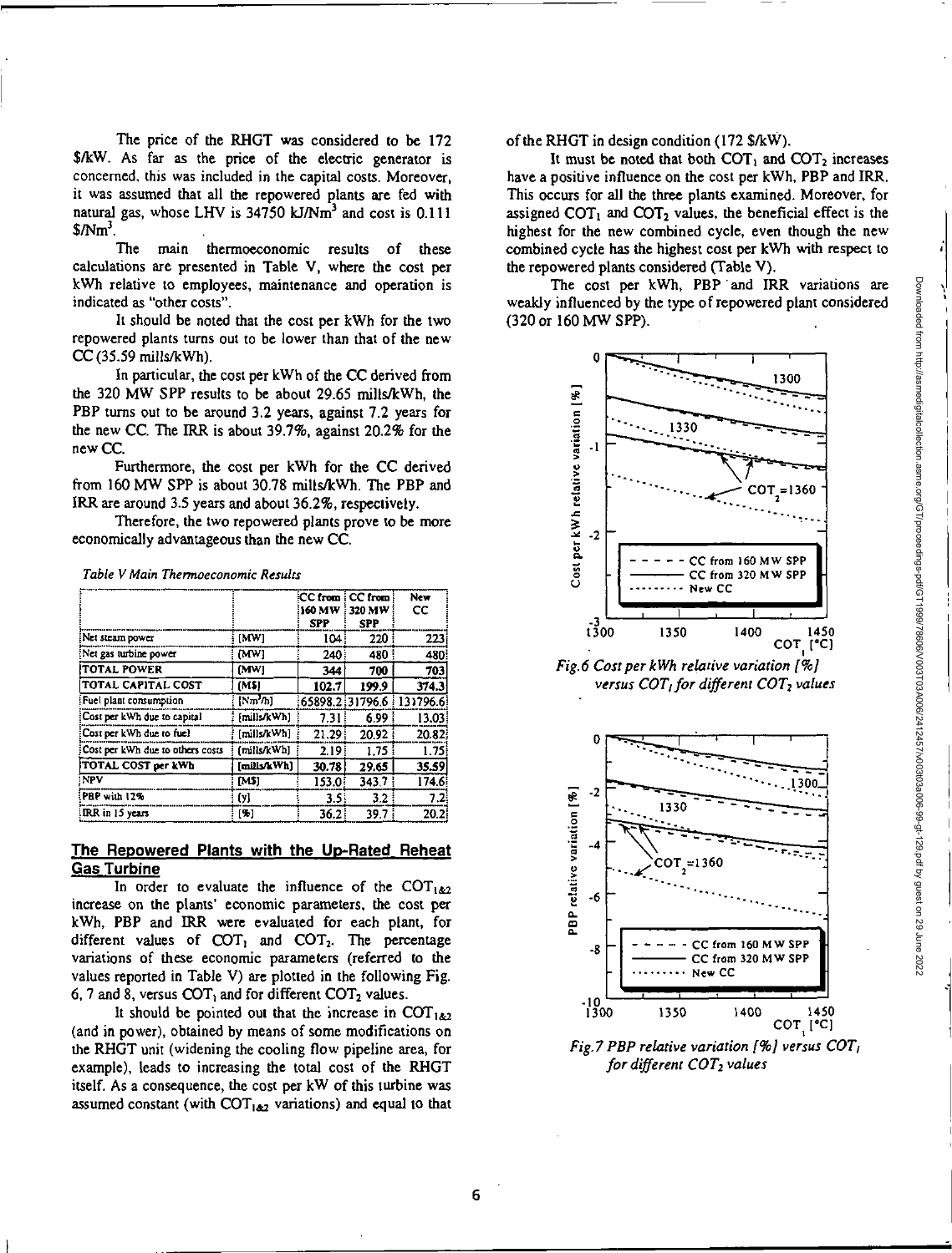The price of the RHGT was considered to be 172 \$/kW. As far as the price of the electric generator is concerned, this was included in the capital costs. Moreover, it was assumed that all the repowered plants are fed with natural gas, whose LHV is 34750 kJ/Nm$^3$ and cost is 0.111 \$/Nm$^3$.

The main thermoeconomic results of these calculations are presented in Table V, where the cost per kWh relative to employees, maintenance and operation is indicated as "other costs".

It should be noted that the cost per kWh for the two repowered plants turns out to be lower than that of the new CC (35.59 mills/kWh).

In particular, the cost per kWh of the CC derived from the 320 MW SPP results to be about 29.65 mills/kWh, the PBP turns out to be around 3.2 years, against 7.2 years for the new CC. The IRR is about 39.7%, against 20.2% for the new CC.

Furthermore, the cost per kWh for the CC derived from 160 MW SPP is about 30.78 mills/kWh. The PBP and IRR are around 3.5 years and about 36.2%, respectively.

Therefore, the two repowered plants prove to be more economically advantageous than the new CC.

*Table V Main Thermoeconomic Results*

| | | CC from 160 MW SPP | CC from 320 MW SPP | New CC |
|---|---|---|---|---|
| Net steam power | [MW] | 104 | 220 | 223 |
| Net gas turbine power | [MW] | 240 | 480 | 480 |
| **TOTAL POWER** | **[MW]** | **344** | **700** | **703** |
| **TOTAL CAPITAL COST** | **[M\$]** | **102.7** | **199.9** | **374.3** |
| Fuel plant consumption | [Nm$^3$/h] | 65898.2 | 131796.6 | 131796.6 |
| Cost per kWh due to capital | [mills/kWh] | 7.31 | 6.99 | 13.03 |
| Cost per kWh due to fuel | [mills/kWh] | 21.29 | 20.92 | 20.82 |
| Cost per kWh due to others costs | [mills/kWh] | 2.19 | 1.75 | 1.75 |
| **TOTAL COST per kWh** | **[mills/kWh]** | **30.78** | **29.65** | **35.59** |
| NPV | [M\$] | 153.0 | 343.7 | 174.6 |
| PBP with 12% | [y] | 3.5 | 3.2 | 7.2 |
| IRR in 15 years | [%] | 36.2 | 39.7 | 20.2 |

## The Repowered Plants with the Up-Rated Reheat Gas Turbine

In order to evaluate the influence of the $COT_{1\&2}$ increase on the plants' economic parameters, the cost per kWh, PBP and IRR were evaluated for each plant, for different values of $COT_1$ and $COT_2$. The percentage variations of these economic parameters (referred to the values reported in Table V) are plotted in the following Fig. 6, 7 and 8, versus $COT_1$ and for different $COT_2$ values.

It should be pointed out that the increase in $COT_{1\&2}$ (and in power), obtained by means of some modifications on the RHGT unit (widening the cooling flow pipeline area, for example), leads to increasing the total cost of the RHGT itself. As a consequence, the cost per kW of this turbine was assumed constant (with $COT_{1\&2}$ variations) and equal to that of the RHGT in design condition (172 \$/kW).

It must be noted that both $COT_1$ and $COT_2$ increases have a positive influence on the cost per kWh, PBP and IRR. This occurs for all the three plants examined. Moreover, for assigned $COT_1$ and $COT_2$ values, the beneficial effect is the highest for the new combined cycle, even though the new combined cycle has the highest cost per kWh with respect to the repowered plants considered (Table V).

The cost per kWh, PBP and IRR variations are weakly influenced by the type of repowered plant considered (320 or 160 MW SPP).

*Fig.6 Cost per kWh relative variation [%] versus $COT_1$ for different $COT_2$ values*

*Fig.7 PBP relative variation [%] versus $COT_1$ for different $COT_2$ values*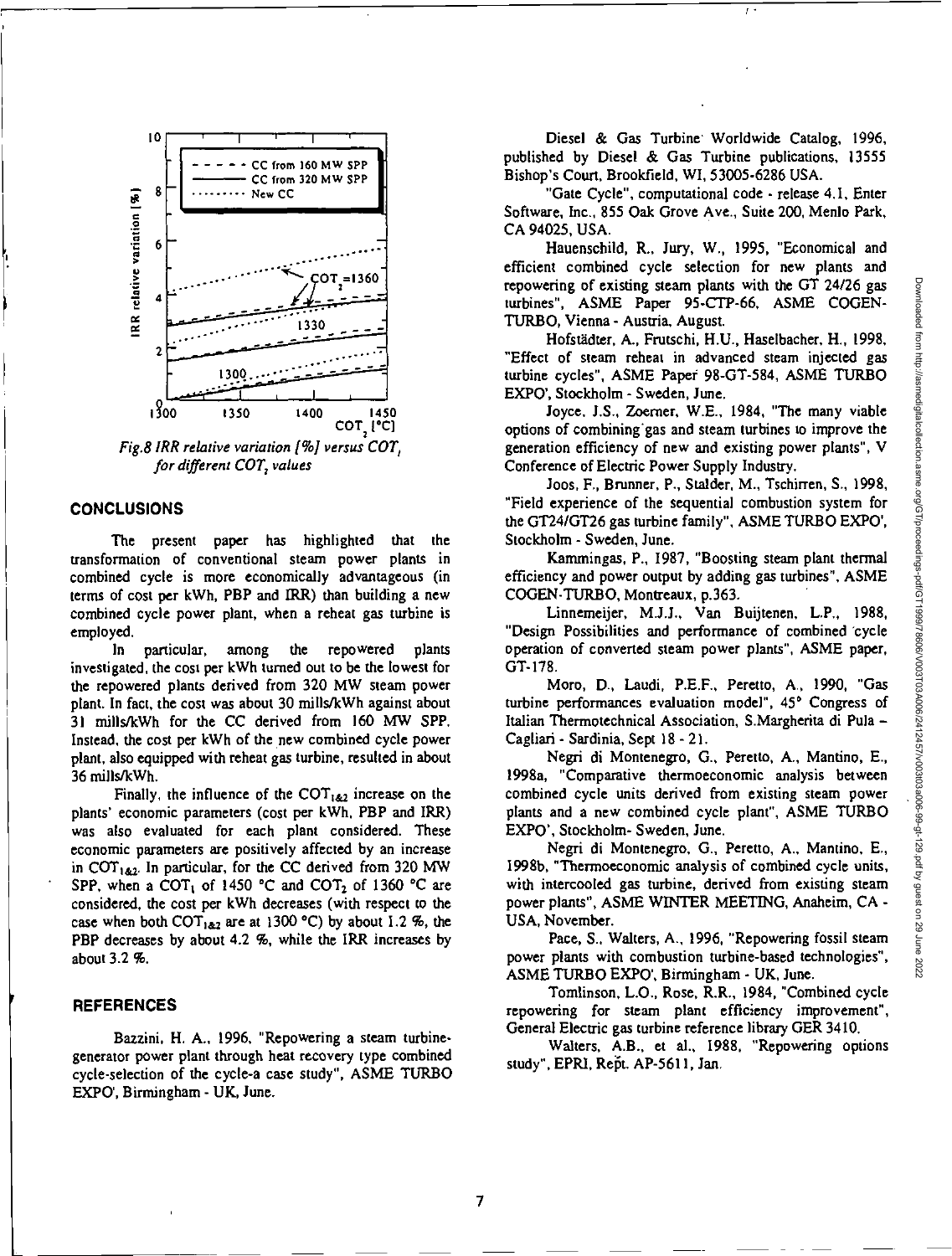10
8
6
4
2
0
IRR relative variation [%]
- - - - CC from 160 MW SPP
——— CC from 320 MW SPP
········ New CC
$COT_2$=1360
1330
1300
1300 1350 1400 1450
$COT_1$ [°C]

*Fig.8 IRR relative variation [%] versus $COT_1$ for different $COT_2$ values*

## CONCLUSIONS

The present paper has highlighted that the transformation of conventional steam power plants in combined cycle is more economically advantageous (in terms of cost per kWh, PBP and IRR) than building a new combined cycle power plant, when a reheat gas turbine is employed.

In particular, among the repowered plants investigated, the cost per kWh turned out to be the lowest for the repowered plants derived from 320 MW steam power plant. In fact, the cost was about 30 mills/kWh against about 31 mills/kWh for the CC derived from 160 MW SPP. Instead, the cost per kWh of the new combined cycle power plant, also equipped with reheat gas turbine, resulted in about 36 mills/kWh.

Finally, the influence of the $COT_{1\&2}$ increase on the plants' economic parameters (cost per kWh, PBP and IRR) was also evaluated for each plant considered. These economic parameters are positively affected by an increase in $COT_{1\&2}$. In particular, for the CC derived from 320 MW SPP, when a $COT_1$ of 1450 °C and $COT_2$ of 1360 °C are considered, the cost per kWh decreases (with respect to the case when both $COT_{1\&2}$ are at 1300 °C) by about 1.2 %, the PBP decreases by about 4.2 %, while the IRR increases by about 3.2 %.

## REFERENCES

Bazzini, H. A., 1996, "Repowering a steam turbine-generator power plant through heat recovery type combined cycle-selection of the cycle-a case study", ASME TURBO EXPO', Birmingham - UK, June.

Diesel & Gas Turbine Worldwide Catalog, 1996, published by Diesel & Gas Turbine publications, 13555 Bishop's Court, Brookfield, WI, 53005-6286 USA.

"Gate Cycle", computational code - release 4.1, Enter Software, Inc., 855 Oak Grove Ave., Suite 200, Menlo Park, CA 94025, USA.

Hauenschild, R., Jury, W., 1995, "Economical and efficient combined cycle selection for new plants and repowering of existing steam plants with the GT 24/26 gas turbines", ASME Paper 95-CTP-66, ASME COGEN-TURBO, Vienna - Austria, August.

Hofstädter, A., Frutschi, H.U., Haselbacher, H., 1998, "Effect of steam reheat in advanced steam injected gas turbine cycles", ASME Paper 98-GT-584, ASME TURBO EXPO', Stockholm - Sweden, June.

Joyce, J.S., Zoerner, W.E., 1984, "The many viable options of combining gas and steam turbines to improve the generation efficiency of new and existing power plants", V Conference of Electric Power Supply Industry.

Joos, F., Brunner, P., Stalder, M., Tschirren, S., 1998, "Field experience of the sequential combustion system for the GT24/GT26 gas turbine family", ASME TURBO EXPO', Stockholm - Sweden, June.

Kammingas, P., 1987, "Boosting steam plant thermal efficiency and power output by adding gas turbines", ASME COGEN-TURBO, Montreaux, p.363.

Linnemeijer, M.J.J., Van Buijtenen, L.P., 1988, "Design Possibilities and performance of combined cycle operation of converted steam power plants", ASME paper, GT-178.

Moro, D., Laudi, P.E.F., Peretto, A., 1990, "Gas turbine performances evaluation model", 45° Congress of Italian Thermotechnical Association, S.Margherita di Pula - Cagliari - Sardinia, Sept 18 - 21.

Negri di Montenegro, G., Peretto, A., Mantino, E., 1998a, "Comparative thermoeconomic analysis between combined cycle units derived from existing steam power plants and a new combined cycle plant", ASME TURBO EXPO', Stockholm- Sweden, June.

Negri di Montenegro, G., Peretto, A., Mantino, E., 1998b, "Thermoeconomic analysis of combined cycle units, with intercooled gas turbine, derived from existing steam power plants", ASME WINTER MEETING, Anaheim, CA - USA, November.

Pace, S., Walters, A., 1996, "Repowering fossil steam power plants with combustion turbine-based technologies", ASME TURBO EXPO', Birmingham - UK, June.

Tomlinson, L.O., Rose, R.R., 1984, "Combined cycle repowering for steam plant efficiency improvement", General Electric gas turbine reference library GER 3410.

Walters, A.B., et al., 1988, "Repowering options study", EPRI, Rept. AP-5611, Jan.